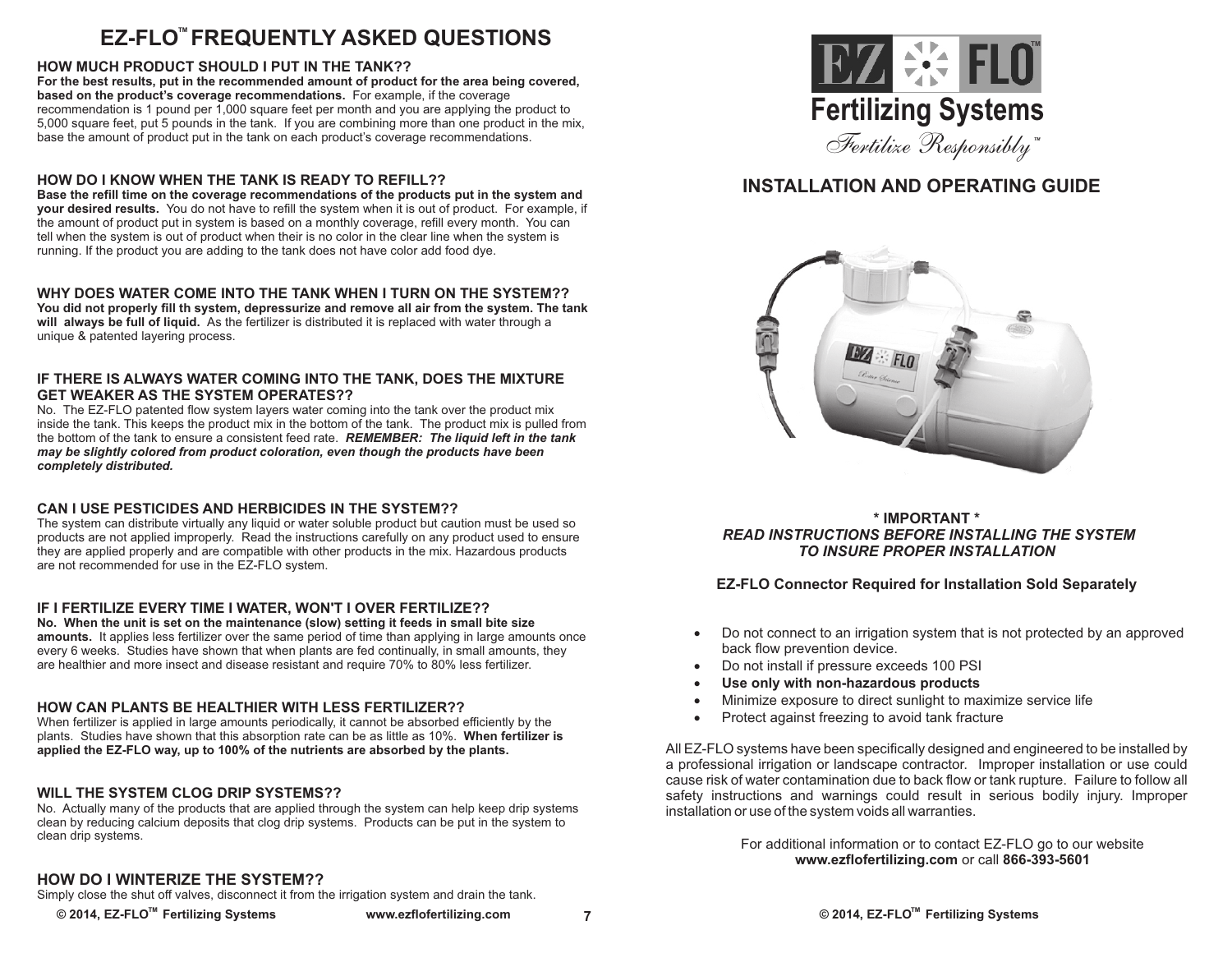# EZ-FLO™ FREQUENTLY ASKED QUESTIONS

### HOW MUCH PRODUCT SHOULD I PUT IN THE TANK??

**For the best results, put in the recommended amount of product for the area being covered, based on the product's coverage recommendations.** For example, if the coverage recommendation is 1 pound per 1,000 square feet per month and you are applying the product to 5,000 square feet, put 5 pounds in the tank. If you are combining more than one product in the mix, base the amount of product put in the tank on each product's coverage recommendations.

### HOW DO I KNOW WHEN THE TANK IS READY TO REFILL??

**Base the refill time on the coverage recommendations of the products put in the system and your desired results.** You do not have to refill the system when it is out of product. For example, if the amount of product put in system is based on a monthly coverage, refill every month. You can tell when the system is out of product when their is no color in the clear line when the system is running. If the product you are adding to the tank does not have color add food dye.

### WHY DOES WATER COME INTO THE TANK WHEN I TURN ON THE SYSTEM??

**You did not properly fill th system, depressurize and remove all air from the system. The tank will always be full of liquid.** As the fertilizer is distributed it is replaced with water through a unique & patented layering process.

### IF THERE IS ALWAYS WATER COMING INTO THE TANK, DOES THE MIXTURE GET WEAKER AS THE SYSTEM OPERATES??

No. The EZ-FLO patented flow system layers water coming into the tank over the product mix inside the tank. This keeps the product mix in the bottom of the tank. The product mix is pulled from the bottom of the tank to ensure a consistent feed rate. ***REMEMBER: The liquid left in the tank may be slightly colored from product coloration, even though the products have been completely distributed.***

### CAN I USE PESTICIDES AND HERBICIDES IN THE SYSTEM??

The system can distribute virtually any liquid or water soluble product but caution must be used so products are not applied improperly. Read the instructions carefully on any product used to ensure they are applied properly and are compatible with other products in the mix. Hazardous products are not recommended for use in the EZ-FLO system.

### IF I FERTILIZE EVERY TIME I WATER, WON'T I OVER FERTILIZE??

**No. When the unit is set on the maintenance (slow) setting it feeds in small bite size amounts.** It applies less fertilizer over the same period of time than applying in large amounts once every 6 weeks. Studies have shown that when plants are fed continually, in small amounts, they are healthier and more insect and disease resistant and require 70% to 80% less fertilizer.

### HOW CAN PLANTS BE HEALTHIER WITH LESS FERTILIZER??

When fertilizer is applied in large amounts periodically, it cannot be absorbed efficiently by the plants. Studies have shown that this absorption rate can be as little as 10%. **When fertilizer is applied the EZ-FLO way, up to 100% of the nutrients are absorbed by the plants.**

### WILL THE SYSTEM CLOG DRIP SYSTEMS??

No. Actually many of the products that are applied through the system can help keep drip systems clean by reducing calcium deposits that clog drip systems. Products can be put in the system to clean drip systems.

### HOW DO I WINTERIZE THE SYSTEM??

Simply close the shut off valves, disconnect it from the irrigation system and drain the tank.

© 2014, EZ-FLO™ Fertilizing Systems www.ezflofertilizing.com

# EZ FLO™ Fertilizing Systems

*Fertilize Responsibly™*

## INSTALLATION AND OPERATING GUIDE

**\* IMPORTANT \***

***READ INSTRUCTIONS BEFORE INSTALLING THE SYSTEM TO INSURE PROPER INSTALLATION***

**EZ-FLO Connector Required for Installation Sold Separately**

- Do not connect to an irrigation system that is not protected by an approved back flow prevention device.
- Do not install if pressure exceeds 100 PSI
- **Use only with non-hazardous products**
- Minimize exposure to direct sunlight to maximize service life
- Protect against freezing to avoid tank fracture

All EZ-FLO systems have been specifically designed and engineered to be installed by a professional irrigation or landscape contractor. Improper installation or use could cause risk of water contamination due to back flow or tank rupture. Failure to follow all safety instructions and warnings could result in serious bodily injury. Improper installation or use of the system voids all warranties.

For additional information or to contact EZ-FLO go to our website **www.ezflofertilizing.com** or call **866-393-5601**

**© 2014, EZ-FLO™ Fertilizing Systems**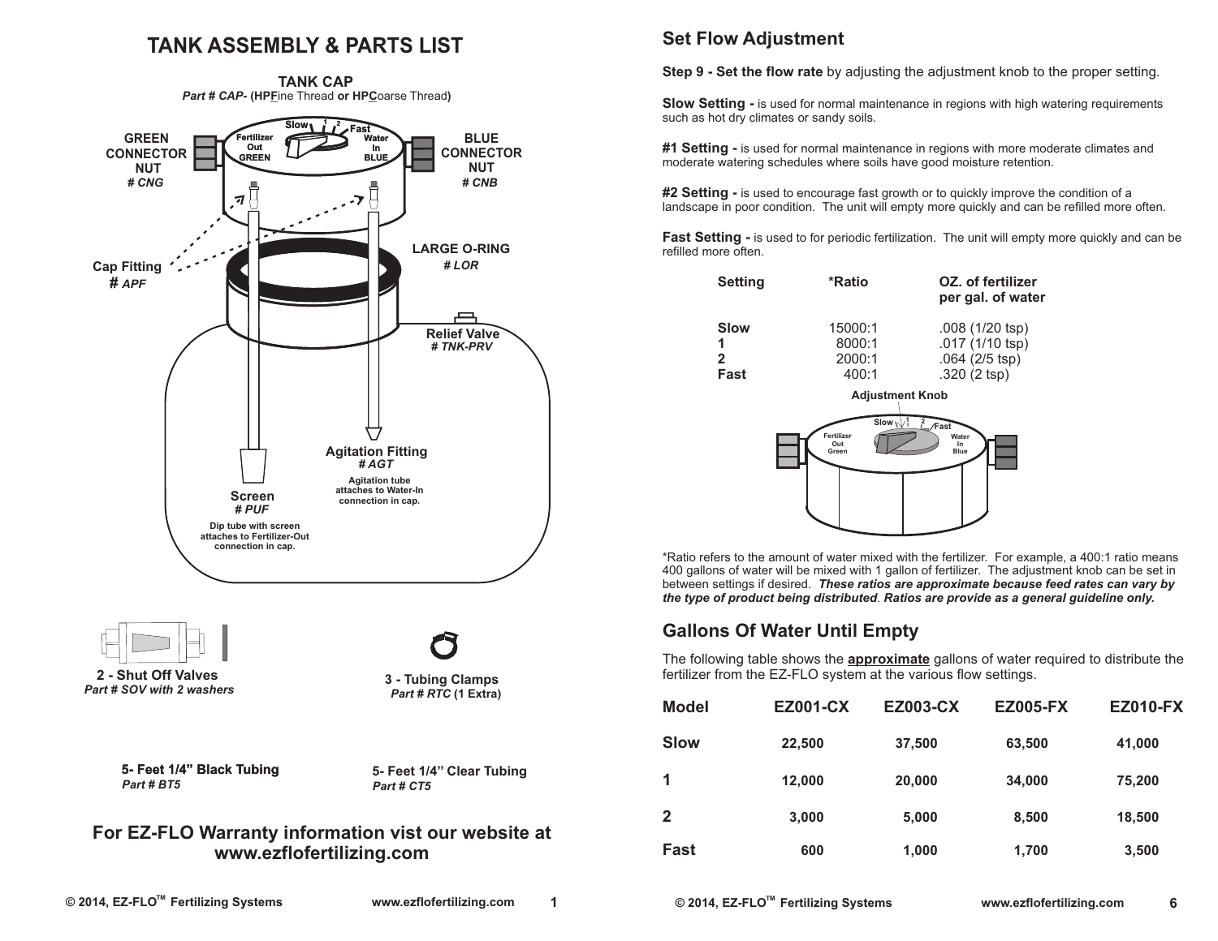# TANK ASSEMBLY & PARTS LIST

**TANK CAP**
***Part # CAP-* (HPFine Thread or HPCoarse Thread)**

**GREEN CONNECTOR NUT**
***# CNG***

**BLUE CONNECTOR NUT**
***# CNB***

Slow 1 2 Fast

Fertilizer Out GREEN

Water In BLUE

**Cap Fitting**
***# APF***

**LARGE O-RING**
***# LOR***

**Relief Valve**
***# TNK-PRV***

**Agitation Fitting**
***# AGT***

**Agitation tube attaches to Water-In connection in cap.**

**Screen**
***# PUF***

**Dip tube with screen attaches to Fertilizer-Out connection in cap.**

**2 - Shut Off Valves**
***Part # SOV with 2 washers***

**3 - Tubing Clamps**
***Part # RTC* (1 Extra)**

**5- Feet 1/4" Black Tubing**
***Part # BT5***

**5- Feet 1/4" Clear Tubing**
***Part # CT5***

**For EZ-FLO Warranty information vist our website at www.ezflofertilizing.com**

## Set Flow Adjustment

**Step 9 - Set the flow rate** by adjusting the adjustment knob to the proper setting.

**Slow Setting -** is used for normal maintenance in regions with high watering requirements such as hot dry climates or sandy soils.

**#1 Setting -** is used for normal maintenance in regions with more moderate climates and moderate watering schedules where soils have good moisture retention.

**#2 Setting -** is used to encourage fast growth or to quickly improve the condition of a landscape in poor condition. The unit will empty more quickly and can be refilled more often.

**Fast Setting -** is used to for periodic fertilization. The unit will empty more quickly and can be refilled more often.

| Setting | *Ratio | OZ. of fertilizer per gal. of water |
|---|---|---|
| Slow | 15000:1 | .008 (1/20 tsp) |
| 1 | 8000:1 | .017 (1/10 tsp) |
| 2 | 2000:1 | .064 (2/5 tsp) |
| Fast | 400:1 | .320 (2 tsp) |

**Adjustment Knob**

Slow 1 2 Fast

Fertilizer Out Green

Water In Blue

*Ratio refers to the amount of water mixed with the fertilizer. For example, a 400:1 ratio means 400 gallons of water will be mixed with 1 gallon of fertilizer. The adjustment knob can be set in between settings if desired. ***These ratios are approximate because feed rates can vary by the type of product being distributed***. ***Ratios are provide as a general guideline only.***

## Gallons Of Water Until Empty

The following table shows the **approximate** gallons of water required to distribute the fertilizer from the EZ-FLO system at the various flow settings.

| Model | EZ001-CX | EZ003-CX | EZ005-FX | EZ010-FX |
|---|---|---|---|---|
| Slow | 22,500 | 37,500 | 63,500 | 41,000 |
| 1 | 12,000 | 20,000 | 34,000 | 75,200 |
| 2 | 3,000 | 5,000 | 8,500 | 18,500 |
| Fast | 600 | 1,000 | 1,700 | 3,500 |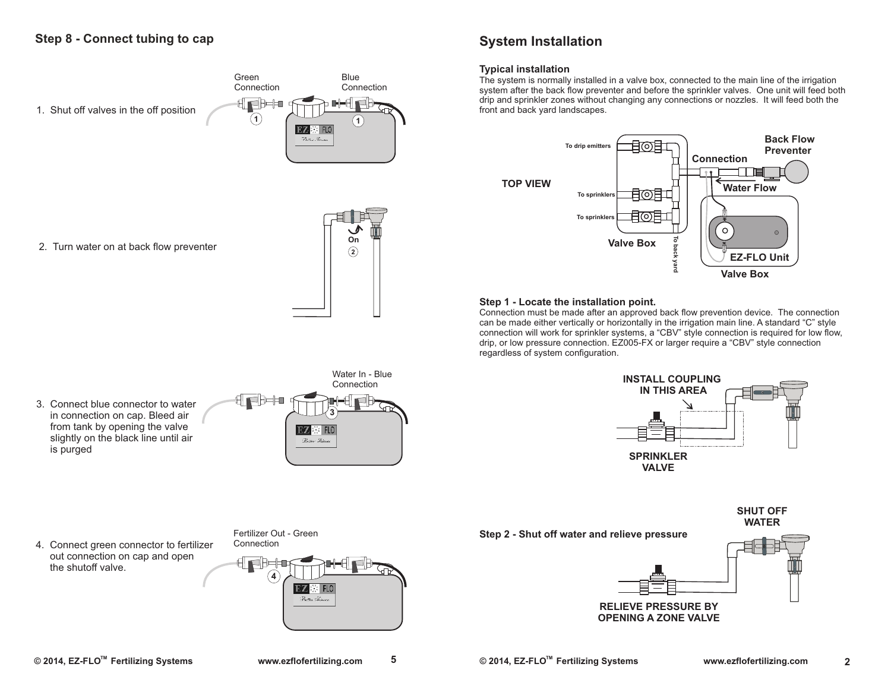## Step 8 - Connect tubing to cap

1. Shut off valves in the off position

Green Connection    Blue Connection

2. Turn water on at back flow preventer

On

3. Connect blue connector to water in connection on cap. Bleed air from tank by opening the valve slightly on the black line until air is purged

Water In - Blue Connection

4. Connect green connector to fertilizer out connection on cap and open the shutoff valve.

Fertilizer Out - Green Connection

## System Installation

### Typical installation

The system is normally installed in a valve box, connected to the main line of the irrigation system after the back flow preventer and before the sprinkler valves. One unit will feed both drip and sprinkler zones without changing any connections or nozzles. It will feed both the front and back yard landscapes.

TOP VIEW

To drip emitters · To sprinklers · To sprinklers · Valve Box · To back yard · Connection · Back Flow Preventer · Water Flow · EZ-FLO Unit · Valve Box

### Step 1 - Locate the installation point.

Connection must be made after an approved back flow prevention device. The connection can be made either vertically or horizontally in the irrigation main line. A standard "C" style connection will work for sprinkler systems, a "CBV" style connection is required for low flow, drip, or low pressure connection. EZ005-FX or larger require a "CBV" style connection regardless of system configuration.

INSTALL COUPLING IN THIS AREA

SPRINKLER VALVE

### Step 2 - Shut off water and relieve pressure

SHUT OFF WATER

RELIEVE PRESSURE BY OPENING A ZONE VALVE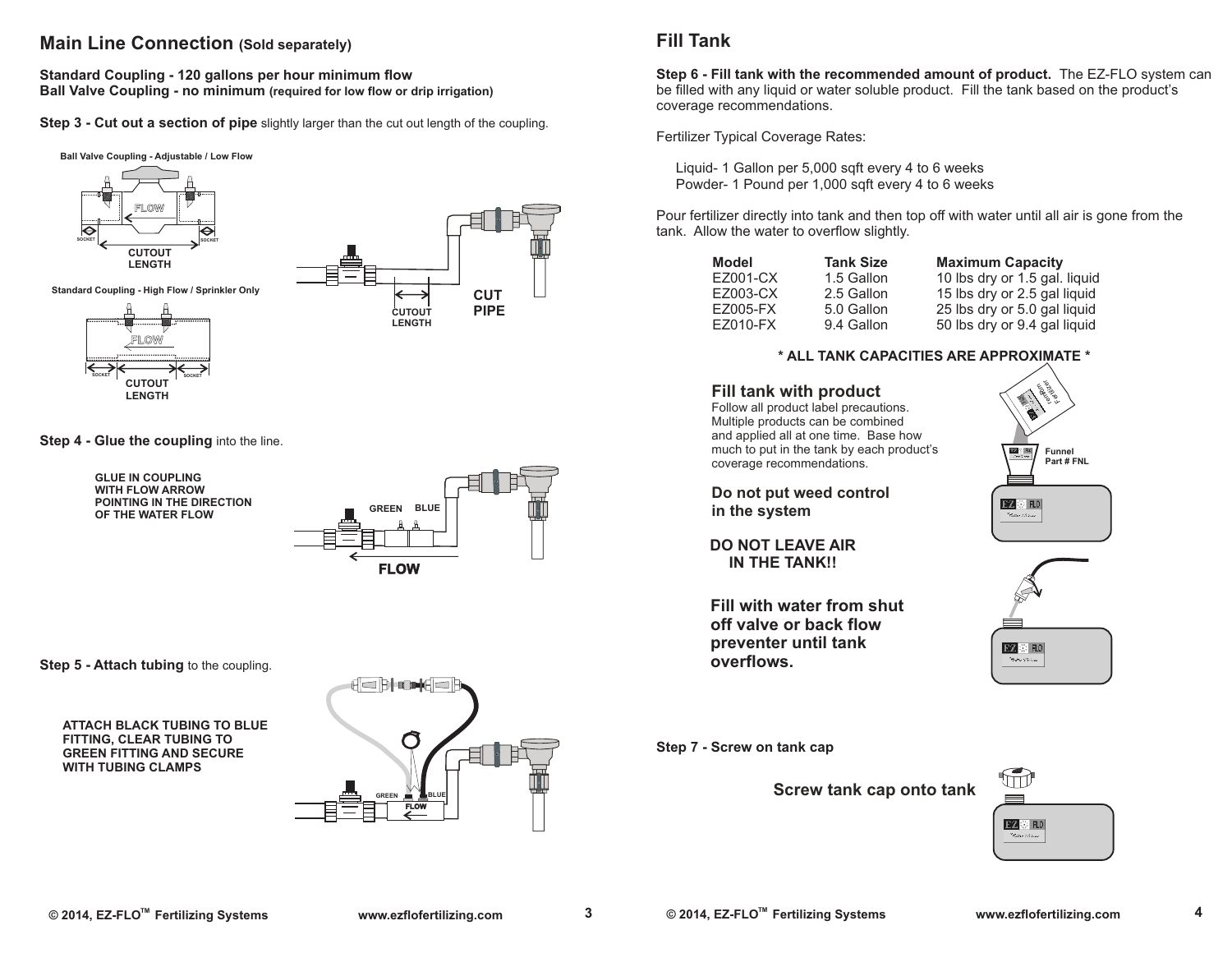## Main Line Connection (Sold separately)

**Standard Coupling - 120 gallons per hour minimum flow**
**Ball Valve Coupling - no minimum (required for low flow or drip irrigation)**

**Step 3 - Cut out a section of pipe** slightly larger than the cut out length of the coupling.

Ball Valve Coupling - Adjustable / Low Flow

FLOW

SOCKET

SOCKET

CUTOUT LENGTH

Standard Coupling - High Flow / Sprinkler Only

FLOW

SOCKET

SOCKET

CUTOUT LENGTH

CUTOUT LENGTH

CUT PIPE

**Step 4 - Glue the coupling** into the line.

GLUE IN COUPLING WITH FLOW ARROW POINTING IN THE DIRECTION OF THE WATER FLOW

GREEN

BLUE

FLOW

**Step 5 - Attach tubing** to the coupling.

ATTACH BLACK TUBING TO BLUE FITTING, CLEAR TUBING TO GREEN FITTING AND SECURE WITH TUBING CLAMPS

GREEN

BLUE

FLOW

## Fill Tank

**Step 6 - Fill tank with the recommended amount of product.** The EZ-FLO system can be filled with any liquid or water soluble product. Fill the tank based on the product's coverage recommendations.

Fertilizer Typical Coverage Rates:

Liquid- 1 Gallon per 5,000 sqft every 4 to 6 weeks
Powder- 1 Pound per 1,000 sqft every 4 to 6 weeks

Pour fertilizer directly into tank and then top off with water until all air is gone from the tank. Allow the water to overflow slightly.

| Model | Tank Size | Maximum Capacity |
|---|---|---|
| EZ001-CX | 1.5 Gallon | 10 lbs dry or 1.5 gal. liquid |
| EZ003-CX | 2.5 Gallon | 15 lbs dry or 2.5 gal liquid |
| EZ005-FX | 5.0 Gallon | 25 lbs dry or 5.0 gal liquid |
| EZ010-FX | 9.4 Gallon | 50 lbs dry or 9.4 gal liquid |

**\* ALL TANK CAPACITIES ARE APPROXIMATE \***

**Fill tank with product**
Follow all product label precautions. Multiple products can be combined and applied all at one time. Base how much to put in the tank by each product's coverage recommendations.

Funnel
Part # FNL

**Do not put weed control in the system**

**DO NOT LEAVE AIR IN THE TANK!!**

**Fill with water from shut off valve or back flow preventer until tank overflows.**

**Step 7 - Screw on tank cap**

**Screw tank cap onto tank**